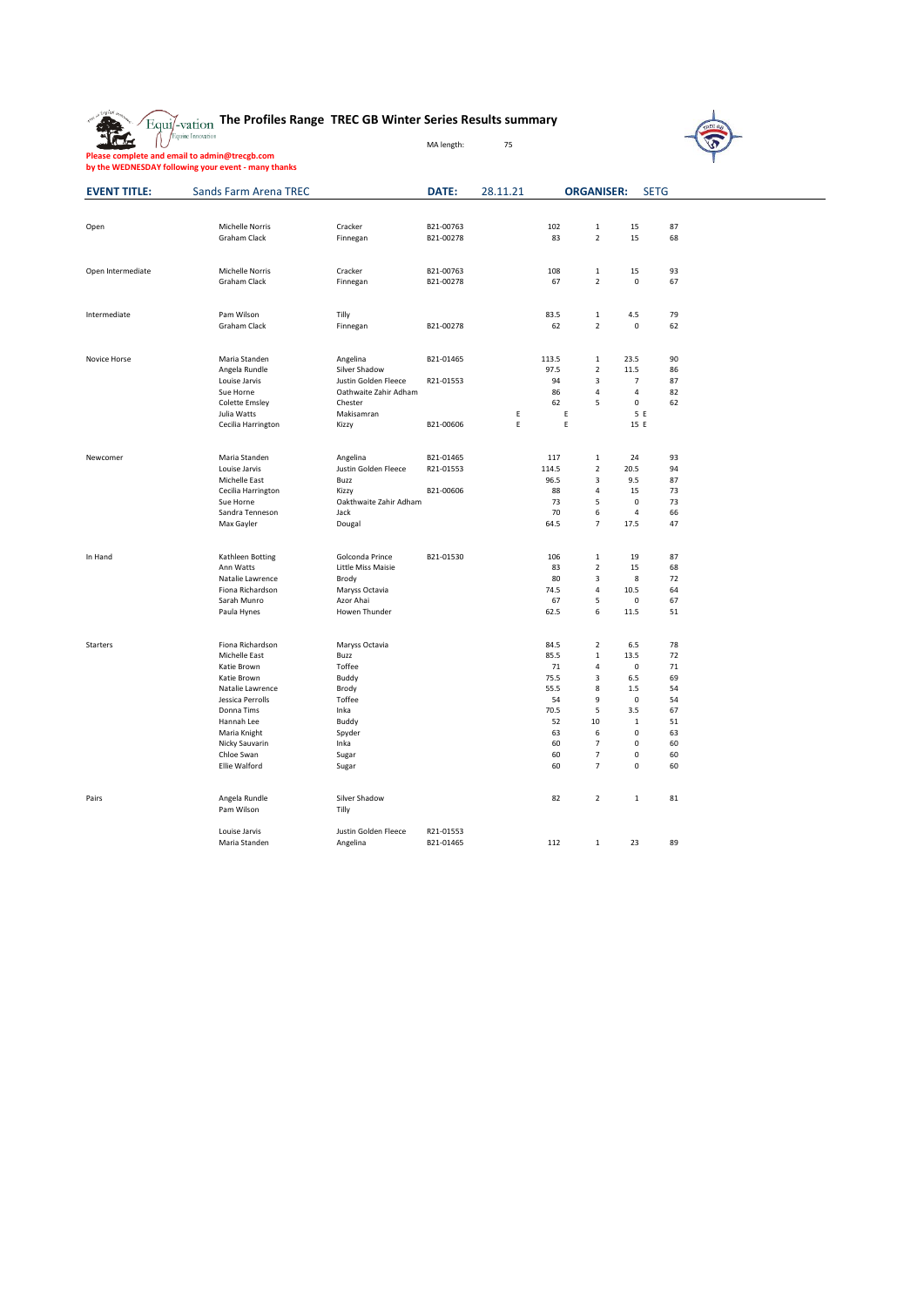# The Profiles Range TREC GB Winter Series Results summary

MA length: 75

**Please complete and email to admin@trecgb.com by the WEDNESDAY following your event - many thanks**

| EVENT TITLE: | Sands Farm Arena TREC | | DATE: | 28.11.21 | | ORGANISER: | SETG | |
|---|---|---|---|---|---|---|---|---|
| | | | | | | | | |
| Open | Michelle Norris | Cracker | B21-00763 | | 102 | 1 | 15 | 87 |
| | Graham Clack | Finnegan | B21-00278 | | 83 | 2 | 15 | 68 |
| | | | | | | | | |
| Open Intermediate | Michelle Norris | Cracker | B21-00763 | | 108 | 1 | 15 | 93 |
| | Graham Clack | Finnegan | B21-00278 | | 67 | 2 | 0 | 67 |
| | | | | | | | | |
| Intermediate | Pam Wilson | Tilly | | | 83.5 | 1 | 4.5 | 79 |
| | Graham Clack | Finnegan | B21-00278 | | 62 | 2 | 0 | 62 |
| | | | | | | | | |
| Novice Horse | Maria Standen | Angelina | B21-01465 | | 113.5 | 1 | 23.5 | 90 |
| | Angela Rundle | Silver Shadow | | | 97.5 | 2 | 11.5 | 86 |
| | Louise Jarvis | Justin Golden Fleece | R21-01553 | | 94 | 3 | 7 | 87 |
| | Sue Horne | Oathwaite Zahir Adham | | | 86 | 4 | 4 | 82 |
| | Colette Emsley | Chester | | | 62 | 5 | 0 | 62 |
| | Julia Watts | Makisamran | | E | E | | 5 E | |
| | Cecilia Harrington | Kizzy | B21-00606 | E | E | | 15 E | |
| | | | | | | | | |
| Newcomer | Maria Standen | Angelina | B21-01465 | | 117 | 1 | 24 | 93 |
| | Louise Jarvis | Justin Golden Fleece | R21-01553 | | 114.5 | 2 | 20.5 | 94 |
| | Michelle East | Buzz | | | 96.5 | 3 | 9.5 | 87 |
| | Cecilia Harrington | Kizzy | B21-00606 | | 88 | 4 | 15 | 73 |
| | Sue Horne | Oakthwaite Zahir Adham | | | 73 | 5 | 0 | 73 |
| | Sandra Tenneson | Jack | | | 70 | 6 | 4 | 66 |
| | Max Gayler | Dougal | | | 64.5 | 7 | 17.5 | 47 |
| | | | | | | | | |
| In Hand | Kathleen Botting | Golconda Prince | B21-01530 | | 106 | 1 | 19 | 87 |
| | Ann Watts | Little Miss Maisie | | | 83 | 2 | 15 | 68 |
| | Natalie Lawrence | Brody | | | 80 | 3 | 8 | 72 |
| | Fiona Richardson | Maryss Octavia | | | 74.5 | 4 | 10.5 | 64 |
| | Sarah Munro | Azor Ahai | | | 67 | 5 | 0 | 67 |
| | Paula Hynes | Howen Thunder | | | 62.5 | 6 | 11.5 | 51 |
| | | | | | | | | |
| Starters | Fiona Richardson | Maryss Octavia | | | 84.5 | 2 | 6.5 | 78 |
| | Michelle East | Buzz | | | 85.5 | 1 | 13.5 | 72 |
| | Katie Brown | Toffee | | | 71 | 4 | 0 | 71 |
| | Katie Brown | Buddy | | | 75.5 | 3 | 6.5 | 69 |
| | Natalie Lawrence | Brody | | | 55.5 | 8 | 1.5 | 54 |
| | Jessica Perrolls | Toffee | | | 54 | 9 | 0 | 54 |
| | Donna Tims | Inka | | | 70.5 | 5 | 3.5 | 67 |
| | Hannah Lee | Buddy | | | 52 | 10 | 1 | 51 |
| | Maria Knight | Spyder | | | 63 | 6 | 0 | 63 |
| | Nicky Sauvarin | Inka | | | 60 | 7 | 0 | 60 |
| | Chloe Swan | Sugar | | | 60 | 7 | 0 | 60 |
| | Ellie Walford | Sugar | | | 60 | 7 | 0 | 60 |
| | | | | | | | | |
| Pairs | Angela Rundle | Silver Shadow | | | 82 | 2 | 1 | 81 |
| | Pam Wilson | Tilly | | | | | | |
| | | | | | | | | |
| | Louise Jarvis | Justin Golden Fleece | R21-01553 | | | | | |
| | Maria Standen | Angelina | B21-01465 | | 112 | 1 | 23 | 89 |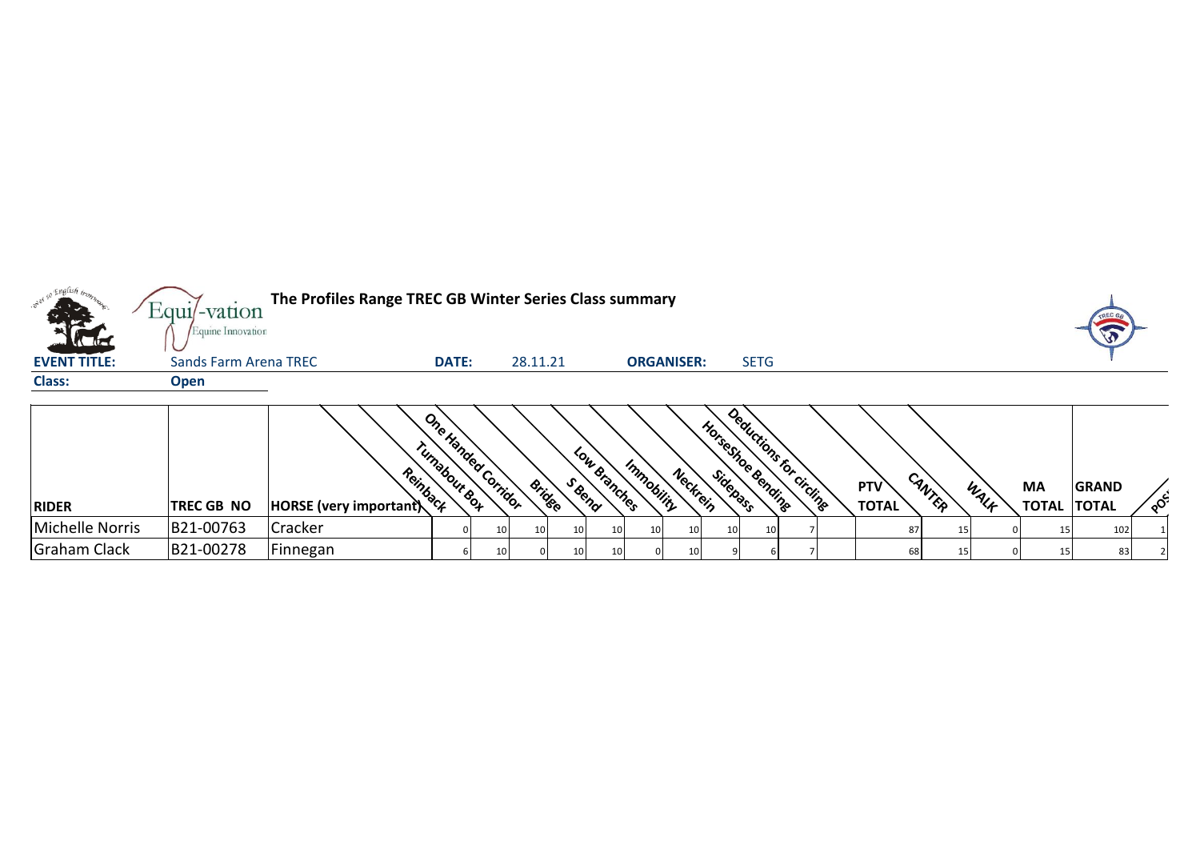**The Profiles Range TREC GB Winter Series Class summary**

**EVENT TITLE:** Sands Farm Arena TREC **DATE:** 28.11.21 **ORGANISER:** SETG

**Class:** **Open**

| RIDER | TREC GB NO | HORSE (very important) | Reinback | Turnabout Box | One Handed Corridor | Bridge | S Bend | Low Branches | Immobility | Neckrein | Sidepass | HorseShoe Bending | Deductions for circling | PTV TOTAL | CANTER | WALK | MA TOTAL | GRAND TOTAL | POS |
|---|---|---|---|---|---|---|---|---|---|---|---|---|---|---|---|---|---|---|---|
| Michelle Norris | B21-00763 | Cracker | 0 | 10 | 10 | 10 | 10 | 10 | 10 | 10 | 10 | 7 | | 87 | 15 | 0 | 15 | 102 | 1 |
| Graham Clack | B21-00278 | Finnegan | 6 | 10 | 0 | 10 | 10 | 0 | 10 | 9 | 6 | 7 | | 68 | 15 | 0 | 15 | 83 | 2 |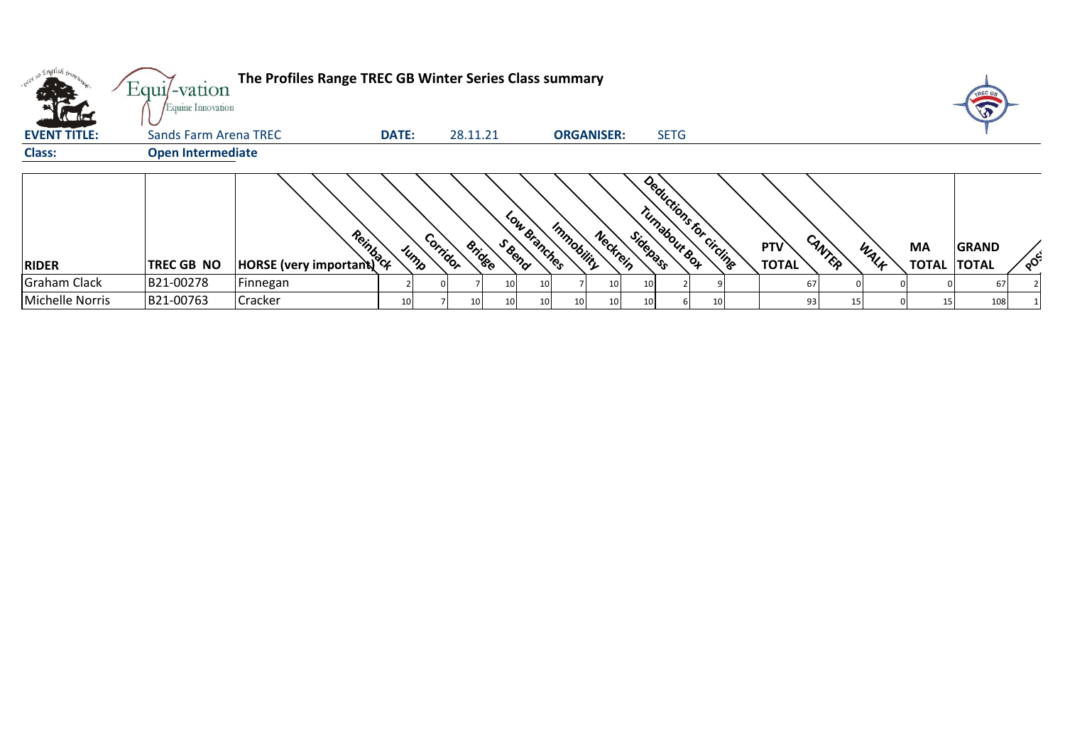# The Profiles Range TREC GB Winter Series Class summary

**EVENT TITLE:** Sands Farm Arena TREC **DATE:** 28.11.21 **ORGANISER:** SETG

**Class:** **Open Intermediate**

| RIDER | TREC GB NO | HORSE (very important) | Reinback | Jump | Corridor | Bridge | S Bend | Low Branches | Immobility | Neckrein | Sidepass | Turnabout Box | Deductions for circling | PTV TOTAL | CANTER | WALK | MA TOTAL | GRAND TOTAL | POS |
|---|---|---|---|---|---|---|---|---|---|---|---|---|---|---|---|---|---|---|---|
| Graham Clack | B21-00278 | Finnegan | 2 | 0 | 7 | 10 | 10 | 7 | 10 | 10 | 2 | 9 | | 67 | 0 | 0 | 0 | 67 | 2 |
| Michelle Norris | B21-00763 | Cracker | 10 | 7 | 10 | 10 | 10 | 10 | 10 | 10 | 6 | 10 | | 93 | 15 | 0 | 15 | 108 | 1 |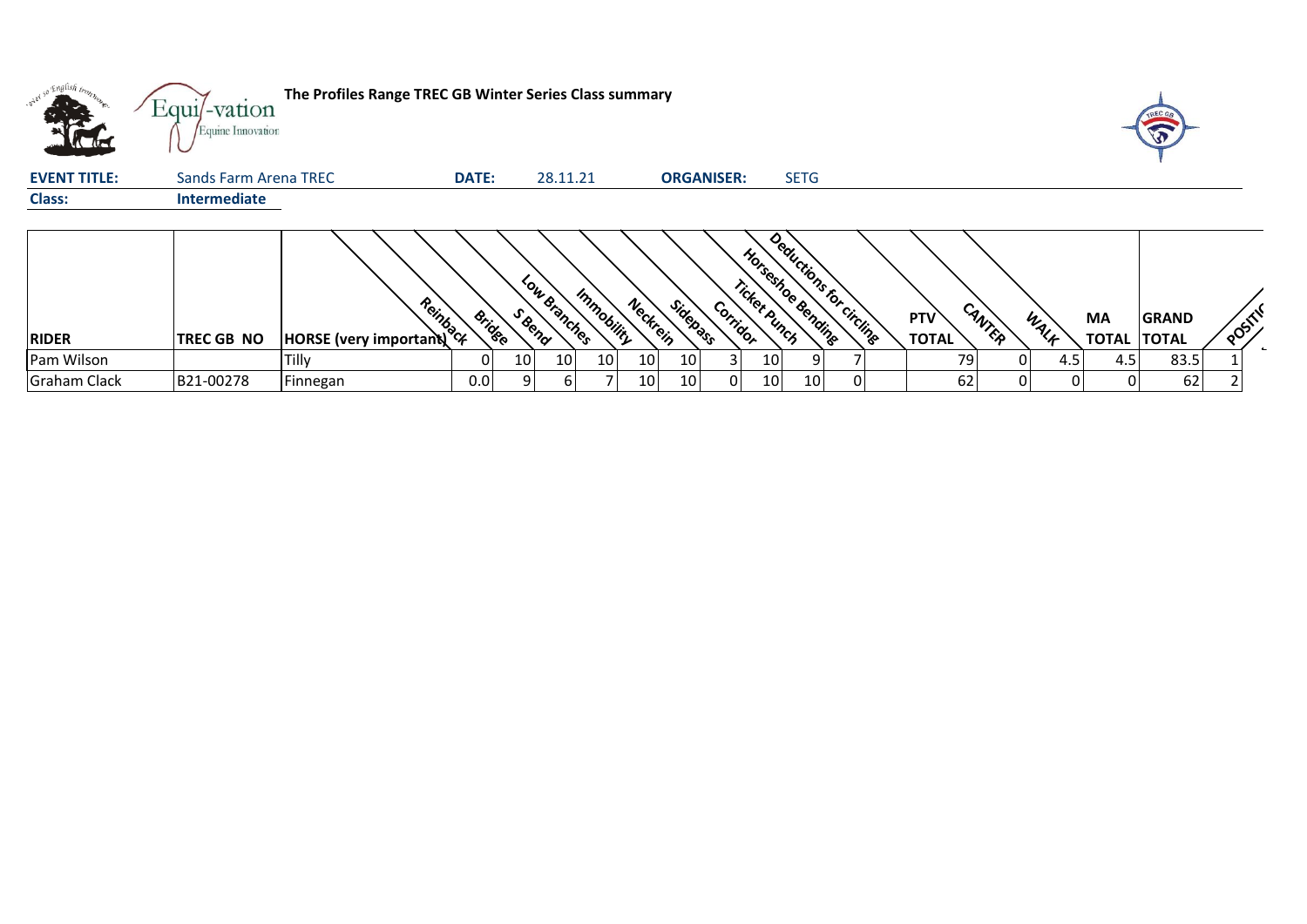**The Profiles Range TREC GB Winter Series Class summary**

**EVENT TITLE:** Sands Farm Arena TREC **DATE:** 28.11.21 **ORGANISER:** SETG

**Class:** **Intermediate**

| RIDER | TREC GB NO | HORSE (very important) | Reinback | Bridge | S Bend | Low Branches | Immobility | Neckrein | Sidepass | Corridor | Ticket Punch | Horseshoe Bending | Deductions for circling | PTV TOTAL | CANTER | WALK | MA TOTAL | GRAND TOTAL | POSITION |
|---|---|---|---|---|---|---|---|---|---|---|---|---|---|---|---|---|---|---|---|
| Pam Wilson | | Tilly | 0 | 10 | 10 | 10 | 10 | 10 | 3 | 10 | 9 | 7 | | 79 | 0 | 4.5 | 4.5 | 83.5 | 1 |
| Graham Clack | B21-00278 | Finnegan | 0.0 | 9 | 6 | 7 | 10 | 10 | 0 | 10 | 10 | 0 | | 62 | 0 | 0 | 0 | 62 | 2 |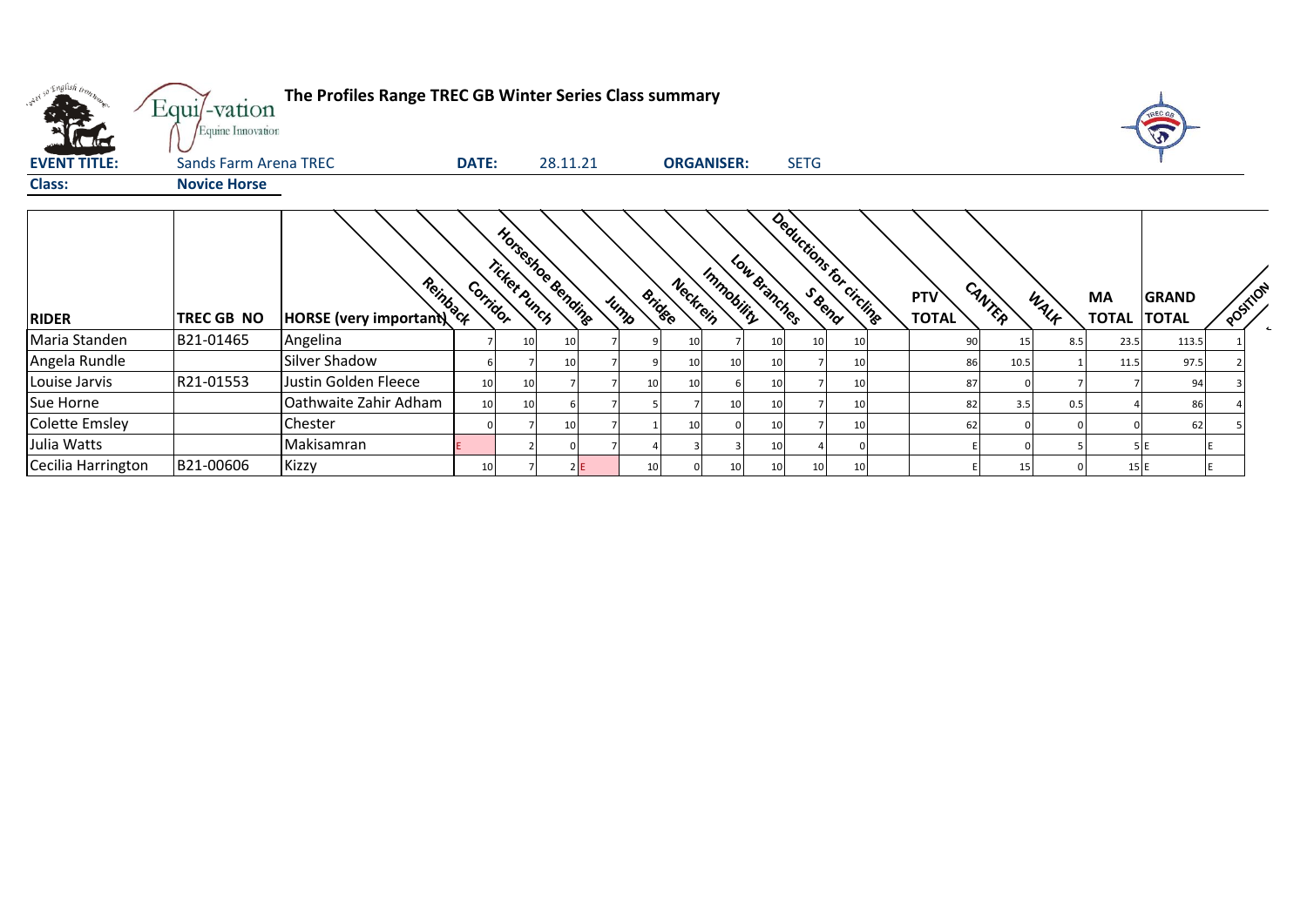# The Profiles Range TREC GB Winter Series Class summary

**EVENT TITLE:** Sands Farm Arena TREC **DATE:** 28.11.21 **ORGANISER:** SETG

**Class:** **Novice Horse**

| RIDER | TREC GB NO | HORSE (very important) | Reinback | Corridor | Ticket Punch | Horseshoe Bending | Jump | Bridge | Neckrein | Immobility | Low Branches | S Bend | Deductions for circling | PTV TOTAL | CANTER | WALK | MA TOTAL | GRAND TOTAL | POSITION |
|---|---|---|---|---|---|---|---|---|---|---|---|---|---|---|---|---|---|---|---|
| Maria Standen | B21-01465 | Angelina | 7 | 10 | 10 | 7 | 9 | 10 | 7 | 10 | 10 | 10 | | 90 | 15 | 8.5 | 23.5 | 113.5 | 1 |
| Angela Rundle | | Silver Shadow | 6 | 7 | 10 | 7 | 9 | 10 | 10 | 10 | 7 | 10 | | 86 | 10.5 | 1 | 11.5 | 97.5 | 2 |
| Louise Jarvis | R21-01553 | Justin Golden Fleece | 10 | 10 | 7 | 7 | 10 | 10 | 6 | 10 | 7 | 10 | | 87 | 0 | 7 | 7 | 94 | 3 |
| Sue Horne | | Oathwaite Zahir Adham | 10 | 10 | 6 | 7 | 5 | 7 | 10 | 10 | 7 | 10 | | 82 | 3.5 | 0.5 | 4 | 86 | 4 |
| Colette Emsley | | Chester | 0 | 7 | 10 | 7 | 1 | 10 | 0 | 10 | 7 | 10 | | 62 | 0 | 0 | 0 | 62 | 5 |
| Julia Watts | | Makisamran | E | 2 | 0 | 7 | 4 | 3 | 3 | 10 | 4 | 0 | | E | 0 | 5 | 5 | E | E |
| Cecilia Harrington | B21-00606 | Kizzy | 10 | 7 | 2 | E | 10 | 0 | 10 | 10 | 10 | 10 | | E | 15 | 0 | 15 | E | E |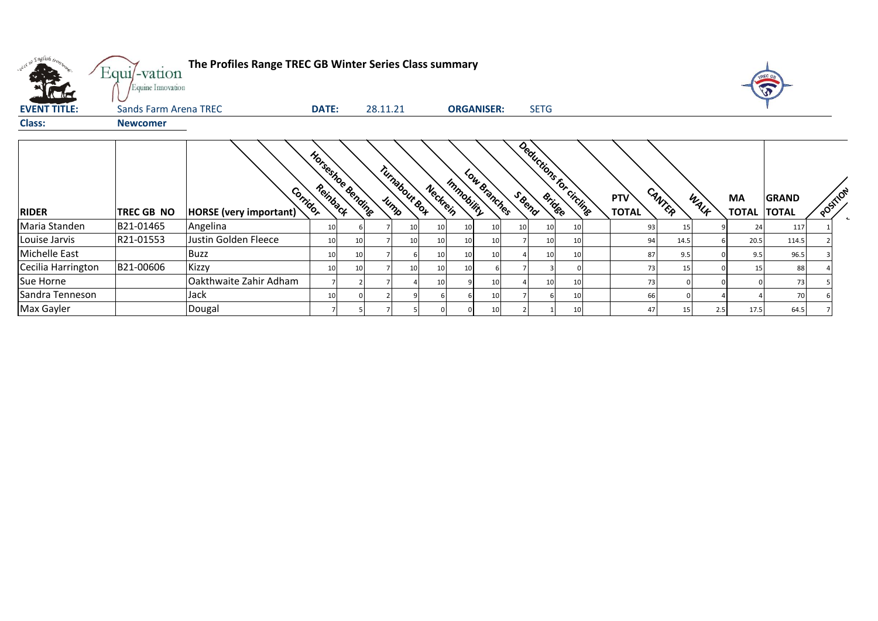**The Profiles Range TREC GB Winter Series Class summary**

**EVENT TITLE:** Sands Farm Arena TREC **DATE:** 28.11.21 **ORGANISER:** SETG

**Class:** **Newcomer**

| RIDER | TREC GB NO | HORSE (very important) | Corridor | Reinback | Horseshoe Bending | Jump | Turnabout Box | Neckrein | Immobility | Low Branches | S Bend | Bridge | Deductions for circling | PTV TOTAL | CANTER | WALK | MA TOTAL | GRAND TOTAL | POSITION |
|---|---|---|---|---|---|---|---|---|---|---|---|---|---|---|---|---|---|---|---|
| Maria Standen | B21-01465 | Angelina | 10 | 6 | 7 | 10 | 10 | 10 | 10 | 10 | 10 | 10 | | 93 | 15 | 9 | 24 | 117 | 1 |
| Louise Jarvis | R21-01553 | Justin Golden Fleece | 10 | 10 | 7 | 10 | 10 | 10 | 10 | 7 | 10 | 10 | | 94 | 14.5 | 6 | 20.5 | 114.5 | 2 |
| Michelle East | | Buzz | 10 | 10 | 7 | 6 | 10 | 10 | 10 | 4 | 10 | 10 | | 87 | 9.5 | 0 | 9.5 | 96.5 | 3 |
| Cecilia Harrington | B21-00606 | Kizzy | 10 | 10 | 7 | 10 | 10 | 10 | 6 | 7 | 3 | 0 | | 73 | 15 | 0 | 15 | 88 | 4 |
| Sue Horne | | Oakthwaite Zahir Adham | 7 | 2 | 7 | 4 | 10 | 9 | 10 | 4 | 10 | 10 | | 73 | 0 | 0 | 0 | 73 | 5 |
| Sandra Tenneson | | Jack | 10 | 0 | 2 | 9 | 6 | 6 | 10 | 7 | 6 | 10 | | 66 | 0 | 4 | 4 | 70 | 6 |
| Max Gayler | | Dougal | 7 | 5 | 7 | 5 | 0 | 0 | 10 | 2 | 1 | 10 | | 47 | 15 | 2.5 | 17.5 | 64.5 | 7 |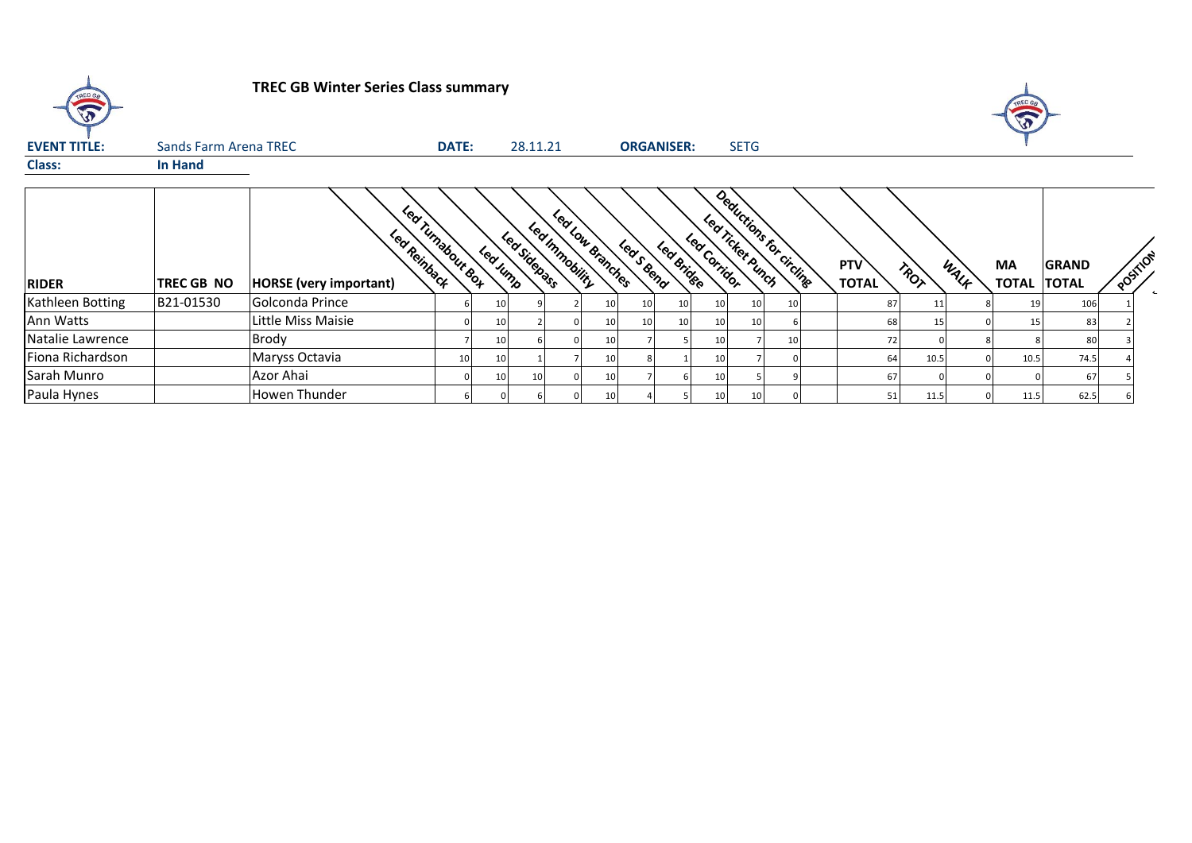# TREC GB Winter Series Class summary

**EVENT TITLE:** Sands Farm Arena TREC  **DATE:** 28.11.21  **ORGANISER:** SETG

**Class:** In Hand

| RIDER | TREC GB NO | HORSE (very important) | Led Reinback | Led Turnabout Box | Led Jump | Led Sidepass | Led Immobility | Led Low Branches | Led S Bend | Led Bridge | Led Corridor | Led Ticket Punch | Deductions for circling | PTV TOTAL | TROT | WALK | MA TOTAL | GRAND TOTAL | POSITION |
|---|---|---|---|---|---|---|---|---|---|---|---|---|---|---|---|---|---|---|---|
| Kathleen Botting | B21-01530 | Golconda Prince | 6 | 10 | 9 | 2 | 10 | 10 | 10 | 10 | 10 | 10 | | 87 | 11 | 8 | 19 | 106 | 1 |
| Ann Watts | | Little Miss Maisie | 0 | 10 | 2 | 0 | 10 | 10 | 10 | 10 | 10 | 6 | | 68 | 15 | 0 | 15 | 83 | 2 |
| Natalie Lawrence | | Brody | 7 | 10 | 6 | 0 | 10 | 7 | 5 | 10 | 7 | 10 | | 72 | 0 | 8 | 8 | 80 | 3 |
| Fiona Richardson | | Maryss Octavia | 10 | 10 | 1 | 7 | 10 | 8 | 1 | 10 | 7 | 0 | | 64 | 10.5 | 0 | 10.5 | 74.5 | 4 |
| Sarah Munro | | Azor Ahai | 0 | 10 | 10 | 0 | 10 | 7 | 6 | 10 | 5 | 9 | | 67 | 0 | 0 | 0 | 67 | 5 |
| Paula Hynes | | Howen Thunder | 6 | 0 | 6 | 0 | 10 | 4 | 5 | 10 | 10 | 0 | | 51 | 11.5 | 0 | 11.5 | 62.5 | 6 |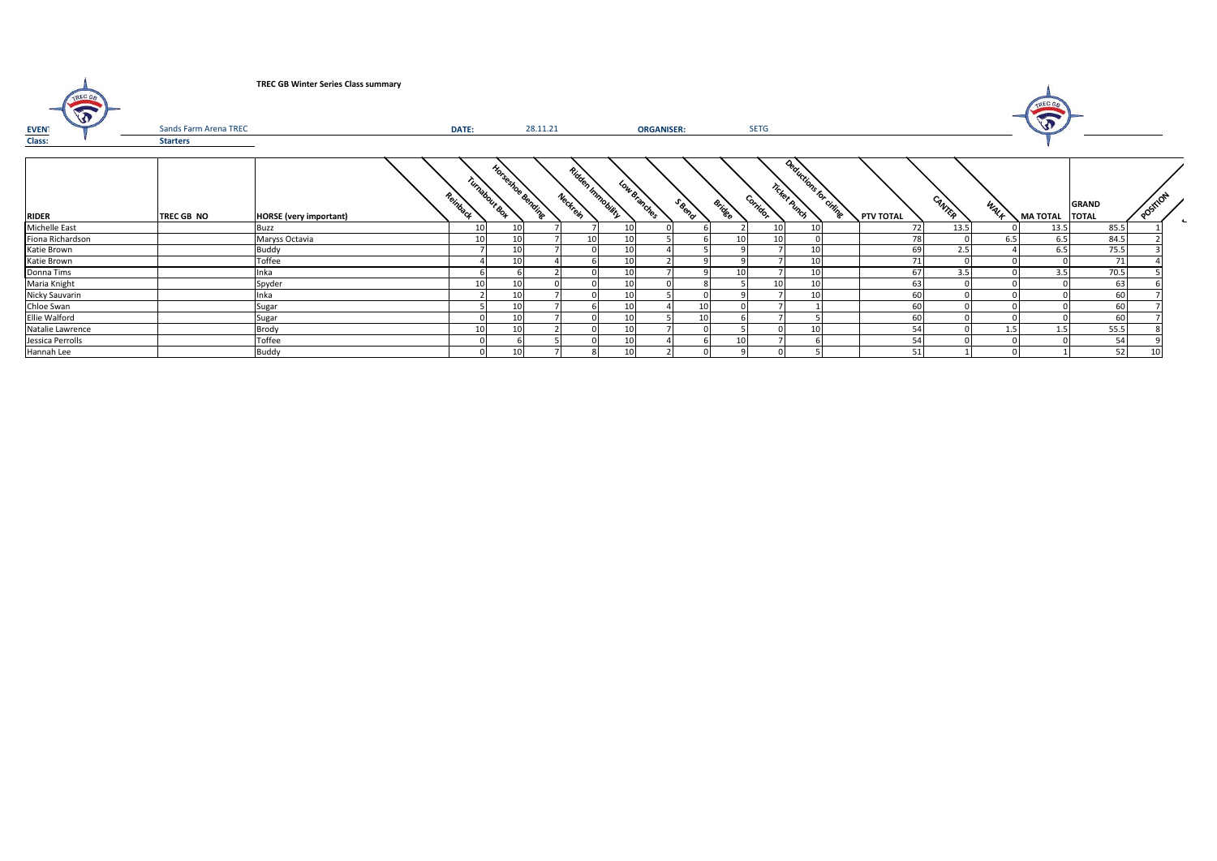**TREC GB Winter Series Class summary**

**EVENT** Sands Farm Arena TREC **DATE:** 28.11.21 **ORGANISER:** SETG

**Class:** **Starters**

| RIDER | TREC GB NO | HORSE (very important) | Reinback | Turnabout Box | Horseshoe Bending | Neckrein | Ridden Immobility | Low Branches | S Bend | Bridge | Corridor | Ticket Punch | Deductions for circling | PTV TOTAL | CANTER | WALK | MA TOTAL | GRAND TOTAL | POSITION |
|---|---|---|---|---|---|---|---|---|---|---|---|---|---|---|---|---|---|---|---|
| Michelle East | | Buzz | 10 | 10 | 7 | 7 | 10 | 0 | 6 | 2 | 10 | 10 | | 72 | 13.5 | 0 | 13.5 | 85.5 | 1 |
| Fiona Richardson | | Maryss Octavia | 10 | 10 | 7 | 10 | 10 | 5 | 6 | 10 | 10 | 0 | | 78 | 0 | 6.5 | 6.5 | 84.5 | 2 |
| Katie Brown | | Buddy | 7 | 10 | 7 | 0 | 10 | 4 | 5 | 9 | 7 | 10 | | 69 | 2.5 | 4 | 6.5 | 75.5 | 3 |
| Katie Brown | | Toffee | 4 | 10 | 4 | 6 | 10 | 2 | 9 | 9 | 7 | 10 | | 71 | 0 | 0 | 0 | 71 | 4 |
| Donna Tims | | Inka | 6 | 6 | 2 | 0 | 10 | 7 | 9 | 10 | 7 | 10 | | 67 | 3.5 | 0 | 3.5 | 70.5 | 5 |
| Maria Knight | | Spyder | 10 | 10 | 0 | 0 | 10 | 0 | 8 | 5 | 10 | 10 | | 63 | 0 | 0 | 0 | 63 | 6 |
| Nicky Sauvarin | | Inka | 2 | 10 | 7 | 0 | 10 | 5 | 0 | 9 | 7 | 10 | | 60 | 0 | 0 | 0 | 60 | 7 |
| Chloe Swan | | Sugar | 5 | 10 | 7 | 6 | 10 | 4 | 10 | 0 | 7 | 1 | | 60 | 0 | 0 | 0 | 60 | 7 |
| Ellie Walford | | Sugar | 0 | 10 | 7 | 0 | 10 | 5 | 10 | 6 | 7 | 5 | | 60 | 0 | 0 | 0 | 60 | 7 |
| Natalie Lawrence | | Brody | 10 | 10 | 2 | 0 | 10 | 7 | 0 | 5 | 0 | 10 | | 54 | 0 | 1.5 | 1.5 | 55.5 | 8 |
| Jessica Perrolls | | Toffee | 0 | 6 | 5 | 0 | 10 | 4 | 6 | 10 | 7 | 6 | | 54 | 0 | 0 | 0 | 54 | 9 |
| Hannah Lee | | Buddy | 0 | 10 | 7 | 8 | 10 | 2 | 0 | 9 | 0 | 5 | | 51 | 1 | 0 | 1 | 52 | 10 |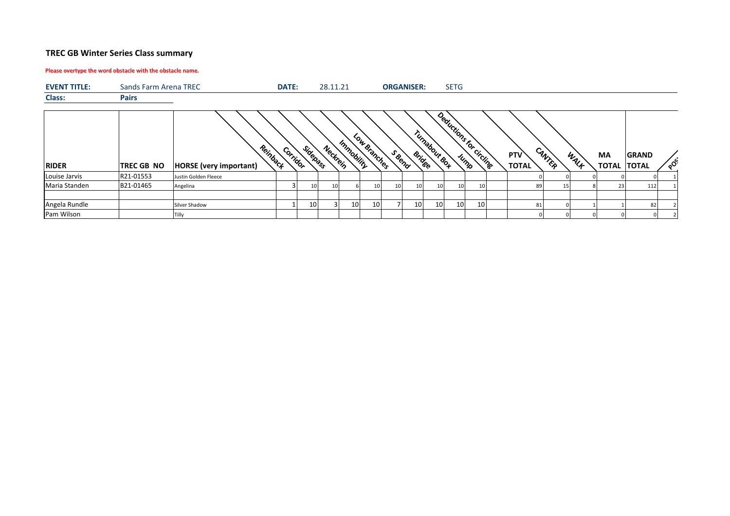## TREC GB Winter Series Class summary

**Please overtype the word obstacle with the obstacle name.**

**EVENT TITLE:** Sands Farm Arena TREC **DATE:** 28.11.21 **ORGANISER:** SETG

**Class:** **Pairs**

| RIDER | TREC GB NO | HORSE (very important) | Reinback | Corridor | Sidepass | Neckrein | Immobility | Low Branches | S Bend | Bridge | Turnabout Box | Jump | Deductions for circling | PTV TOTAL | CANTER | WALK | MA TOTAL | GRAND TOTAL | POS |
|---|---|---|---|---|---|---|---|---|---|---|---|---|---|---|---|---|---|---|---|
| Louise Jarvis | R21-01553 | Justin Golden Fleece | | | | | | | | | | | | 0 | 0 | 0 | 0 | 0 | 1 |
| Maria Standen | B21-01465 | Angelina | 3 | 10 | 10 | 6 | 10 | 10 | 10 | 10 | 10 | 10 | | 89 | 15 | 8 | 23 | 112 | 1 |
| | | | | | | | | | | | | | | | | | | | |
| Angela Rundle | | Silver Shadow | 1 | 10 | 3 | 10 | 10 | 7 | 10 | 10 | 10 | 10 | | 81 | 0 | 1 | 1 | 82 | 2 |
| Pam Wilson | | Tilly | | | | | | | | | | | | 0 | 0 | 0 | 0 | 0 | 2 |